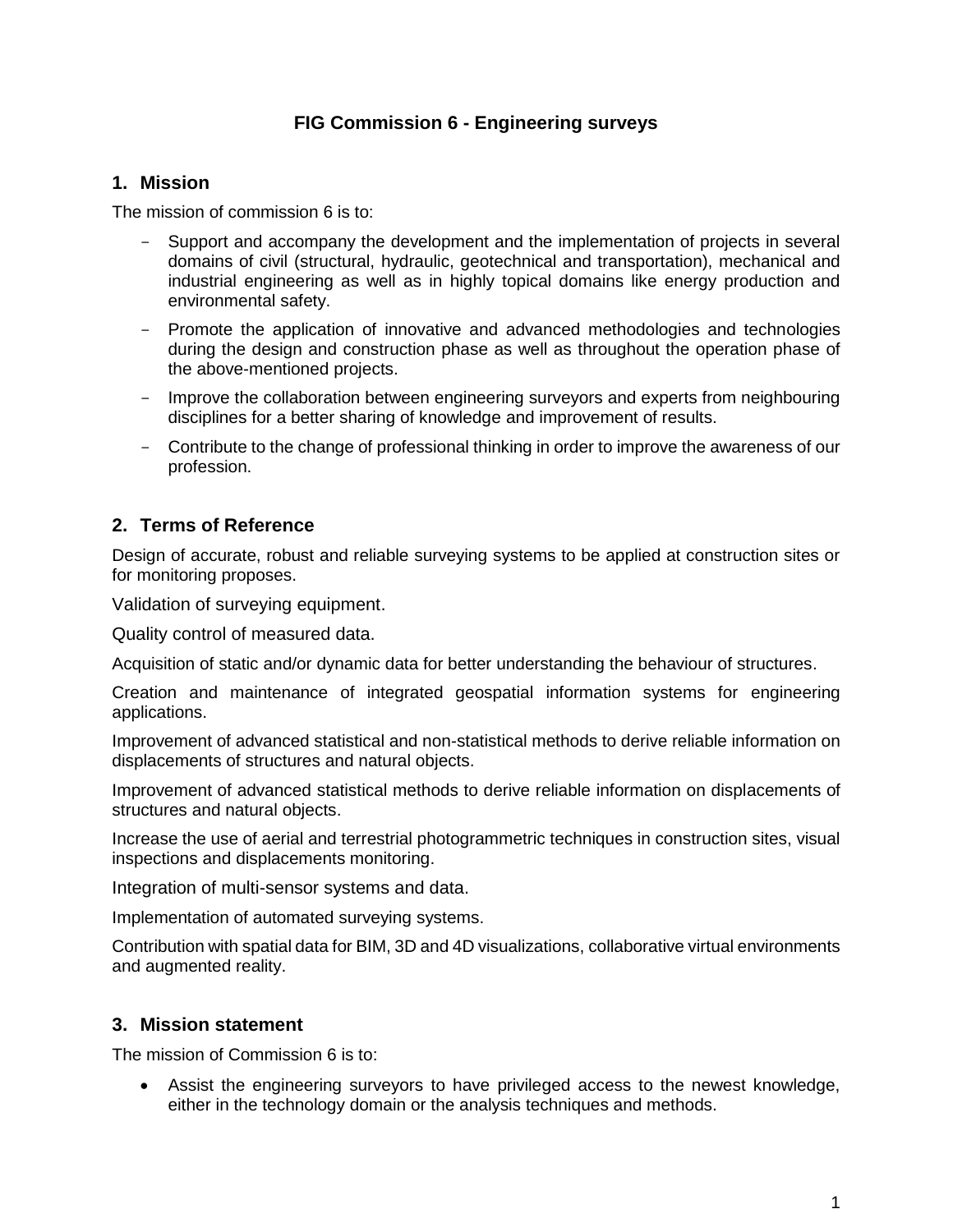# FIG Commission 6 - Engineering surveys

## 1. Mission

The mission of commission 6 is to:

- Support and accompany the development and the implementation of projects in several domains of civil (structural, hydraulic, geotechnical and transportation), mechanical and industrial engineering as well as in highly topical domains like energy production and environmental safety.
- Promote the application of innovative and advanced methodologies and technologies during the design and construction phase as well as throughout the operation phase of the above-mentioned projects.
- Improve the collaboration between engineering surveyors and experts from neighbouring disciplines for a better sharing of knowledge and improvement of results.
- Contribute to the change of professional thinking in order to improve the awareness of our profession.

## 2. Terms of Reference

Design of accurate, robust and reliable surveying systems to be applied at construction sites or for monitoring proposes.

Validation of surveying equipment.

Quality control of measured data.

Acquisition of static and/or dynamic data for better understanding the behaviour of structures.

Creation and maintenance of integrated geospatial information systems for engineering applications.

Improvement of advanced statistical and non-statistical methods to derive reliable information on displacements of structures and natural objects.

Improvement of advanced statistical methods to derive reliable information on displacements of structures and natural objects.

Increase the use of aerial and terrestrial photogrammetric techniques in construction sites, visual inspections and displacements monitoring.

Integration of multi-sensor systems and data.

Implementation of automated surveying systems.

Contribution with spatial data for BIM, 3D and 4D visualizations, collaborative virtual environments and augmented reality.

## 3. Mission statement

The mission of Commission 6 is to:

- Assist the engineering surveyors to have privileged access to the newest knowledge, either in the technology domain or the analysis techniques and methods.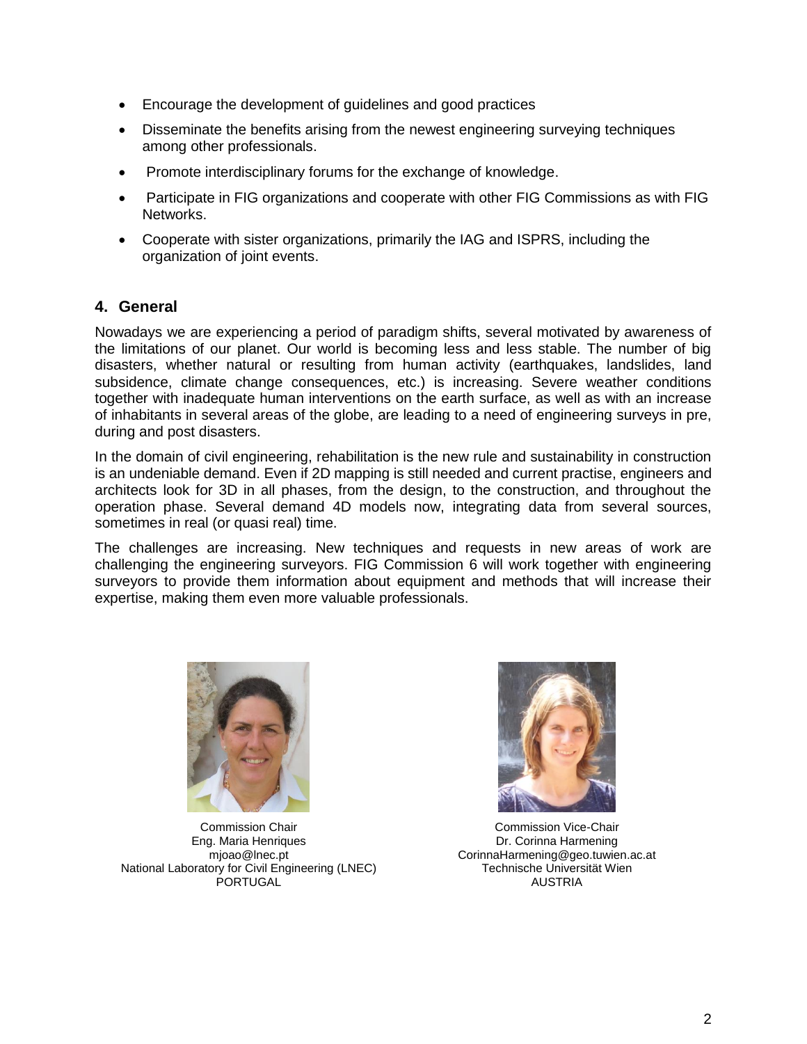- Encourage the development of guidelines and good practices
- Disseminate the benefits arising from the newest engineering surveying techniques among other professionals.
- Promote interdisciplinary forums for the exchange of knowledge.
- Participate in FIG organizations and cooperate with other FIG Commissions as with FIG Networks.
- Cooperate with sister organizations, primarily the IAG and ISPRS, including the organization of joint events.

## 4. General

Nowadays we are experiencing a period of paradigm shifts, several motivated by awareness of the limitations of our planet. Our world is becoming less and less stable. The number of big disasters, whether natural or resulting from human activity (earthquakes, landslides, land subsidence, climate change consequences, etc.) is increasing. Severe weather conditions together with inadequate human interventions on the earth surface, as well as with an increase of inhabitants in several areas of the globe, are leading to a need of engineering surveys in pre, during and post disasters.

In the domain of civil engineering, rehabilitation is the new rule and sustainability in construction is an undeniable demand. Even if 2D mapping is still needed and current practise, engineers and architects look for 3D in all phases, from the design, to the construction, and throughout the operation phase. Several demand 4D models now, integrating data from several sources, sometimes in real (or quasi real) time.

The challenges are increasing. New techniques and requests in new areas of work are challenging the engineering surveyors. FIG Commission 6 will work together with engineering surveyors to provide them information about equipment and methods that will increase their expertise, making them even more valuable professionals.

Commission Chair
Eng. Maria Henriques
mjoao@lnec.pt
National Laboratory for Civil Engineering (LNEC)
PORTUGAL

Commission Vice-Chair
Dr. Corinna Harmening
CorinnaHarmening@geo.tuwien.ac.at
Technische Universität Wien
AUSTRIA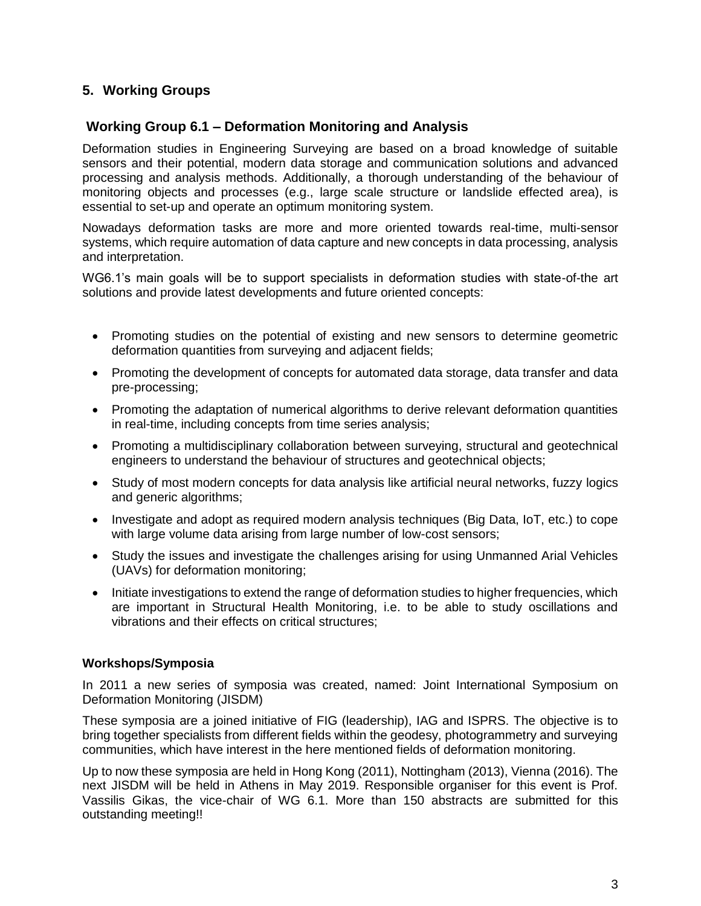## 5. Working Groups

### Working Group 6.1 – Deformation Monitoring and Analysis

Deformation studies in Engineering Surveying are based on a broad knowledge of suitable sensors and their potential, modern data storage and communication solutions and advanced processing and analysis methods. Additionally, a thorough understanding of the behaviour of monitoring objects and processes (e.g., large scale structure or landslide effected area), is essential to set-up and operate an optimum monitoring system.

Nowadays deformation tasks are more and more oriented towards real-time, multi-sensor systems, which require automation of data capture and new concepts in data processing, analysis and interpretation.

WG6.1's main goals will be to support specialists in deformation studies with state-of-the art solutions and provide latest developments and future oriented concepts:

- Promoting studies on the potential of existing and new sensors to determine geometric deformation quantities from surveying and adjacent fields;
- Promoting the development of concepts for automated data storage, data transfer and data pre-processing;
- Promoting the adaptation of numerical algorithms to derive relevant deformation quantities in real-time, including concepts from time series analysis;
- Promoting a multidisciplinary collaboration between surveying, structural and geotechnical engineers to understand the behaviour of structures and geotechnical objects;
- Study of most modern concepts for data analysis like artificial neural networks, fuzzy logics and generic algorithms;
- Investigate and adopt as required modern analysis techniques (Big Data, IoT, etc.) to cope with large volume data arising from large number of low-cost sensors;
- Study the issues and investigate the challenges arising for using Unmanned Arial Vehicles (UAVs) for deformation monitoring;
- Initiate investigations to extend the range of deformation studies to higher frequencies, which are important in Structural Health Monitoring, i.e. to be able to study oscillations and vibrations and their effects on critical structures;

**Workshops/Symposia**

In 2011 a new series of symposia was created, named: Joint International Symposium on Deformation Monitoring (JISDM)

These symposia are a joined initiative of FIG (leadership), IAG and ISPRS. The objective is to bring together specialists from different fields within the geodesy, photogrammetry and surveying communities, which have interest in the here mentioned fields of deformation monitoring.

Up to now these symposia are held in Hong Kong (2011), Nottingham (2013), Vienna (2016). The next JISDM will be held in Athens in May 2019. Responsible organiser for this event is Prof. Vassilis Gikas, the vice-chair of WG 6.1. More than 150 abstracts are submitted for this outstanding meeting!!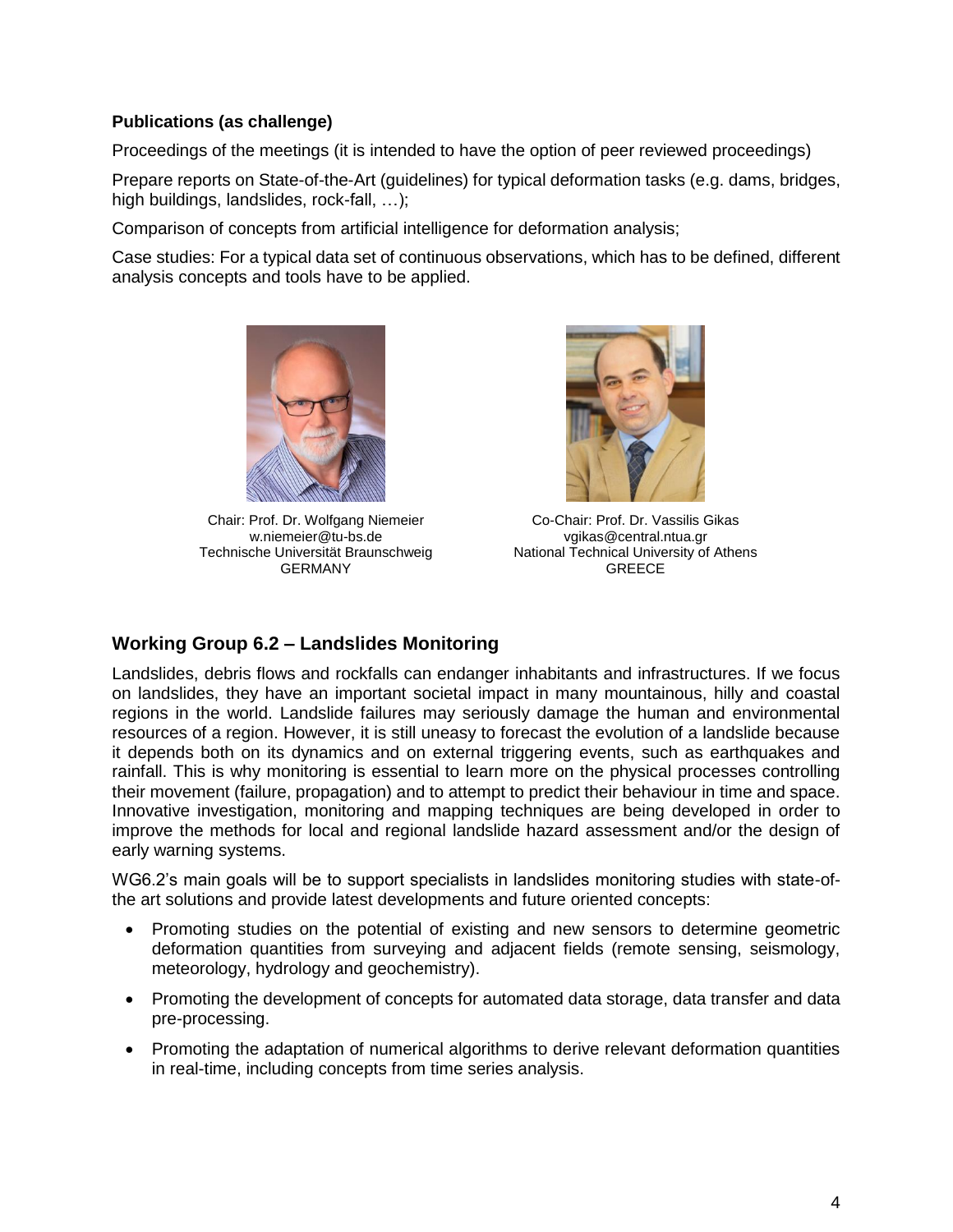**Publications (as challenge)**

Proceedings of the meetings (it is intended to have the option of peer reviewed proceedings)

Prepare reports on State-of-the-Art (guidelines) for typical deformation tasks (e.g. dams, bridges, high buildings, landslides, rock-fall, …);

Comparison of concepts from artificial intelligence for deformation analysis;

Case studies: For a typical data set of continuous observations, which has to be defined, different analysis concepts and tools have to be applied.

Chair: Prof. Dr. Wolfgang Niemeier
w.niemeier@tu-bs.de
Technische Universität Braunschweig
GERMANY

Co-Chair: Prof. Dr. Vassilis Gikas
vgikas@central.ntua.gr
National Technical University of Athens
GREECE

## Working Group 6.2 – Landslides Monitoring

Landslides, debris flows and rockfalls can endanger inhabitants and infrastructures. If we focus on landslides, they have an important societal impact in many mountainous, hilly and coastal regions in the world. Landslide failures may seriously damage the human and environmental resources of a region. However, it is still uneasy to forecast the evolution of a landslide because it depends both on its dynamics and on external triggering events, such as earthquakes and rainfall. This is why monitoring is essential to learn more on the physical processes controlling their movement (failure, propagation) and to attempt to predict their behaviour in time and space. Innovative investigation, monitoring and mapping techniques are being developed in order to improve the methods for local and regional landslide hazard assessment and/or the design of early warning systems.

WG6.2's main goals will be to support specialists in landslides monitoring studies with state-of-the art solutions and provide latest developments and future oriented concepts:

- Promoting studies on the potential of existing and new sensors to determine geometric deformation quantities from surveying and adjacent fields (remote sensing, seismology, meteorology, hydrology and geochemistry).
- Promoting the development of concepts for automated data storage, data transfer and data pre-processing.
- Promoting the adaptation of numerical algorithms to derive relevant deformation quantities in real-time, including concepts from time series analysis.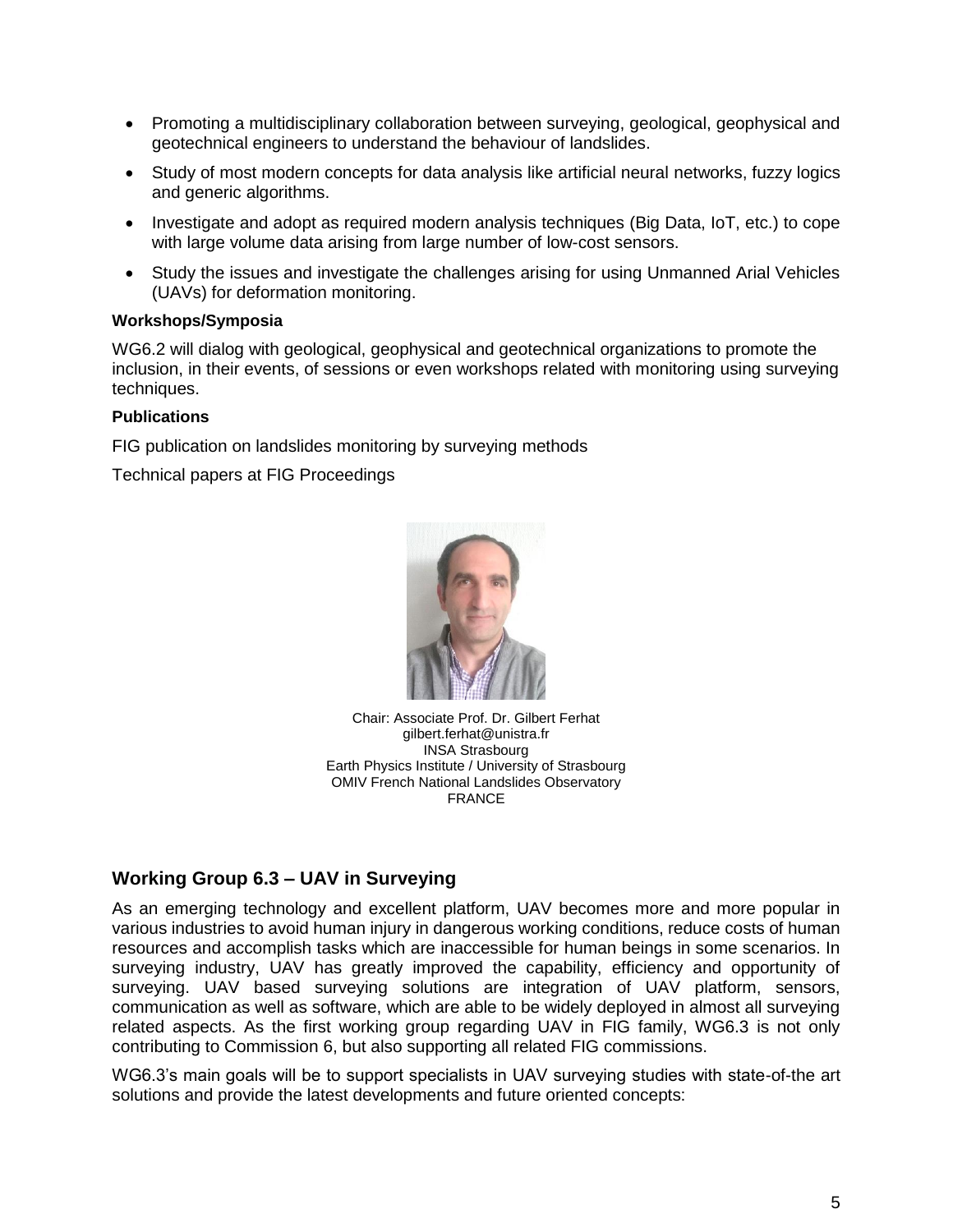- Promoting a multidisciplinary collaboration between surveying, geological, geophysical and geotechnical engineers to understand the behaviour of landslides.
- Study of most modern concepts for data analysis like artificial neural networks, fuzzy logics and generic algorithms.
- Investigate and adopt as required modern analysis techniques (Big Data, IoT, etc.) to cope with large volume data arising from large number of low-cost sensors.
- Study the issues and investigate the challenges arising for using Unmanned Arial Vehicles (UAVs) for deformation monitoring.

**Workshops/Symposia**

WG6.2 will dialog with geological, geophysical and geotechnical organizations to promote the inclusion, in their events, of sessions or even workshops related with monitoring using surveying techniques.

**Publications**

FIG publication on landslides monitoring by surveying methods

Technical papers at FIG Proceedings

Chair: Associate Prof. Dr. Gilbert Ferhat
gilbert.ferhat@unistra.fr
INSA Strasbourg
Earth Physics Institute / University of Strasbourg
OMIV French National Landslides Observatory
FRANCE

## Working Group 6.3 – UAV in Surveying

As an emerging technology and excellent platform, UAV becomes more and more popular in various industries to avoid human injury in dangerous working conditions, reduce costs of human resources and accomplish tasks which are inaccessible for human beings in some scenarios. In surveying industry, UAV has greatly improved the capability, efficiency and opportunity of surveying. UAV based surveying solutions are integration of UAV platform, sensors, communication as well as software, which are able to be widely deployed in almost all surveying related aspects. As the first working group regarding UAV in FIG family, WG6.3 is not only contributing to Commission 6, but also supporting all related FIG commissions.

WG6.3's main goals will be to support specialists in UAV surveying studies with state-of-the art solutions and provide the latest developments and future oriented concepts: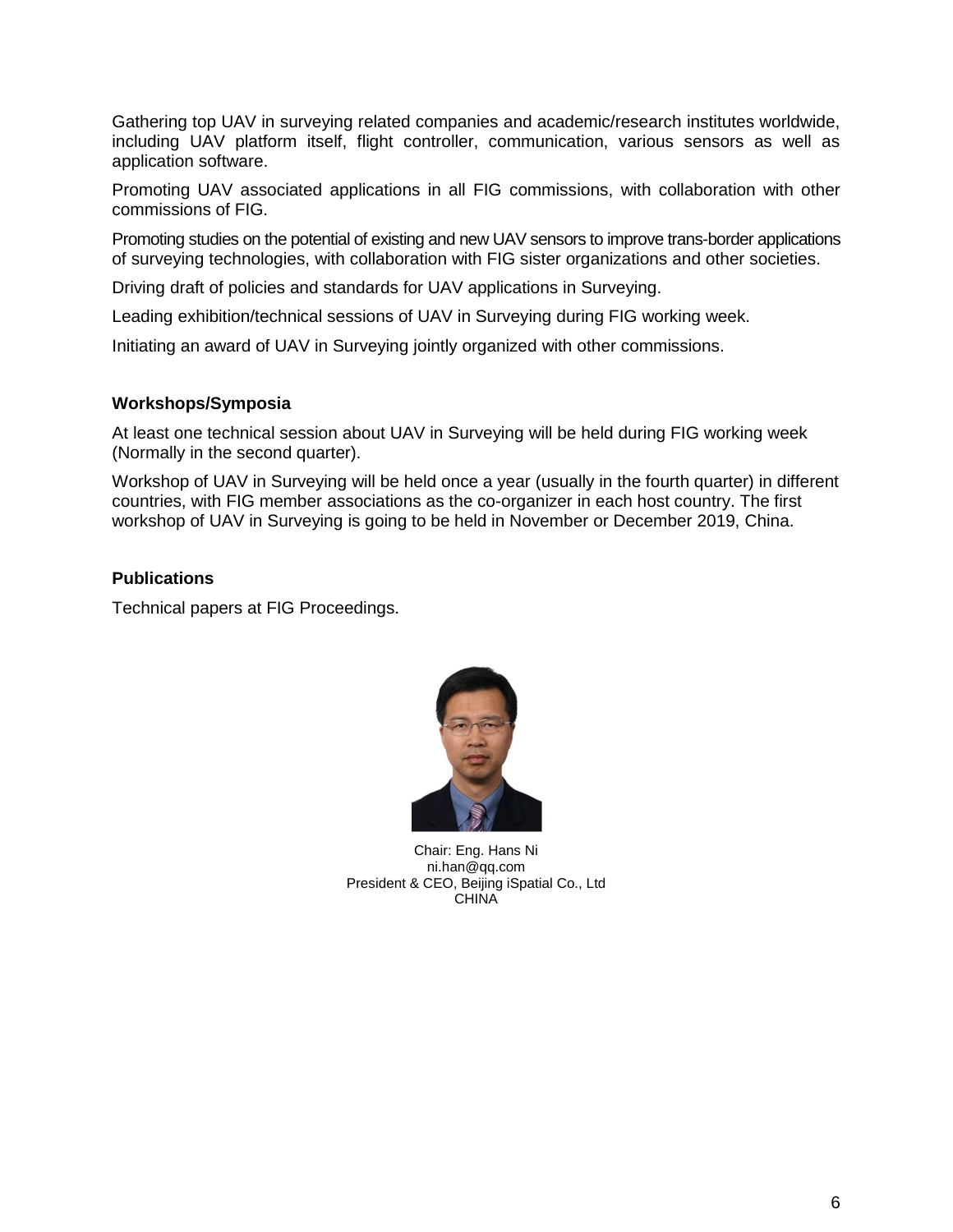Gathering top UAV in surveying related companies and academic/research institutes worldwide, including UAV platform itself, flight controller, communication, various sensors as well as application software.

Promoting UAV associated applications in all FIG commissions, with collaboration with other commissions of FIG.

Promoting studies on the potential of existing and new UAV sensors to improve trans-border applications of surveying technologies, with collaboration with FIG sister organizations and other societies.

Driving draft of policies and standards for UAV applications in Surveying.

Leading exhibition/technical sessions of UAV in Surveying during FIG working week.

Initiating an award of UAV in Surveying jointly organized with other commissions.

**Workshops/Symposia**

At least one technical session about UAV in Surveying will be held during FIG working week (Normally in the second quarter).

Workshop of UAV in Surveying will be held once a year (usually in the fourth quarter) in different countries, with FIG member associations as the co-organizer in each host country. The first workshop of UAV in Surveying is going to be held in November or December 2019, China.

**Publications**

Technical papers at FIG Proceedings.

Chair: Eng. Hans Ni
ni.han@qq.com
President & CEO, Beijing iSpatial Co., Ltd
CHINA